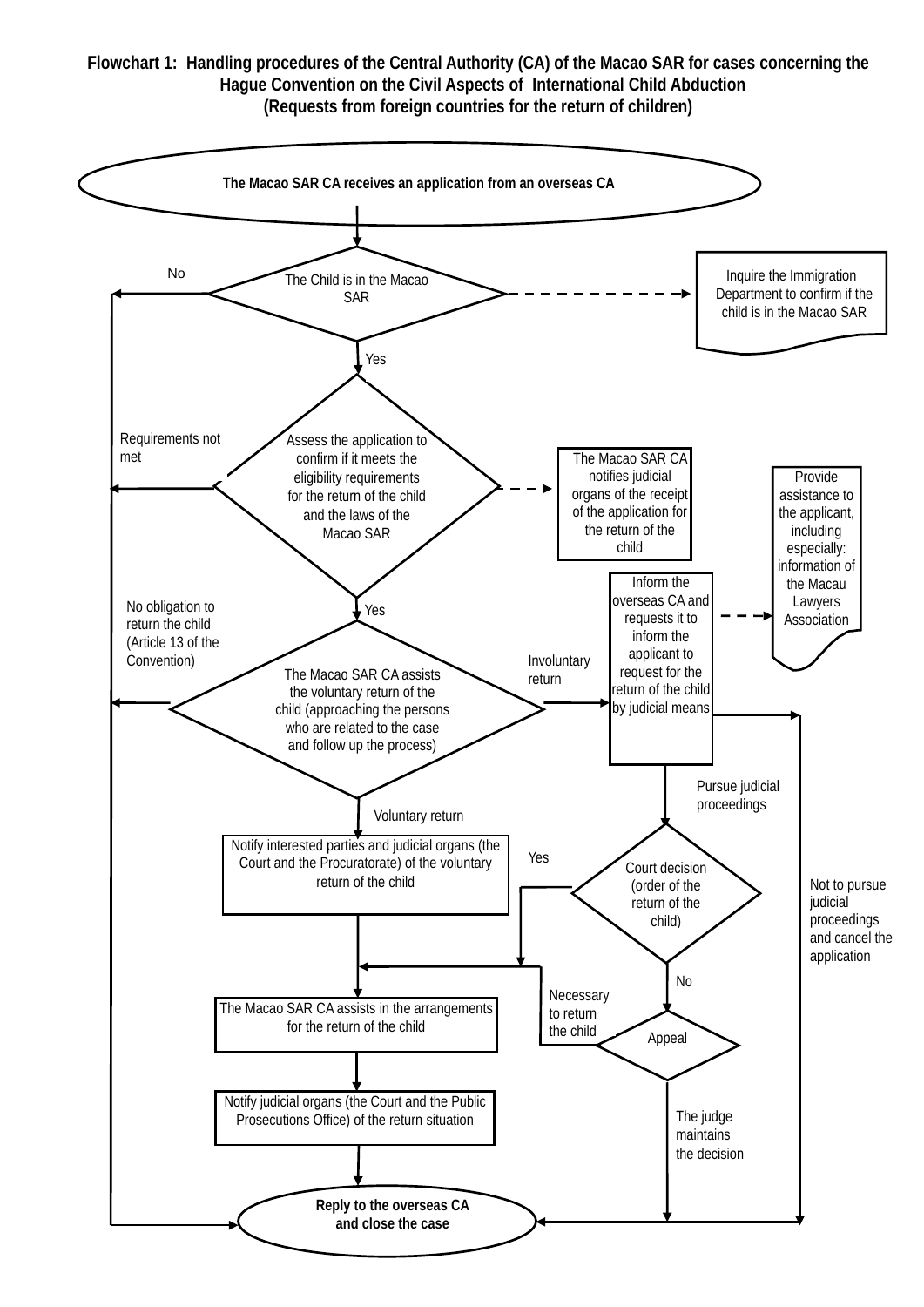# Flowchart 1: Handling procedures of the Central Authority (CA) of the Macao SAR for cases concerning the Hague Convention on the Civil Aspects of International Child Abduction (Requests from foreign countries for the return of children)

The Macao SAR CA receives an application from an overseas CA

The Child is in the Macao SAR

No

Inquire the Immigration Department to confirm if the child is in the Macao SAR

Yes

Assess the application to confirm if it meets the eligibility requirements for the return of the child and the laws of the Macao SAR

Requirements not met

The Macao SAR CA notifies judicial organs of the receipt of the application for the return of the child

Provide assistance to the applicant, including especially: information of the Macau Lawyers Association

Yes

The Macao SAR CA assists the voluntary return of the child (approaching the persons who are related to the case and follow up the process)

No obligation to return the child (Article 13 of the Convention)

Involuntary return

Inform the overseas CA and requests it to inform the applicant to request for the return of the child by judicial means

Pursue judicial proceedings

Not to pursue judicial proceedings and cancel the application

Voluntary return

Notify interested parties and judicial organs (the Court and the Procuratorate) of the voluntary return of the child

Court decision (order of the return of the child)

Yes

No

Appeal

Necessary to return the child

The judge maintains the decision

The Macao SAR CA assists in the arrangements for the return of the child

Notify judicial organs (the Court and the Public Prosecutions Office) of the return situation

Reply to the overseas CA and close the case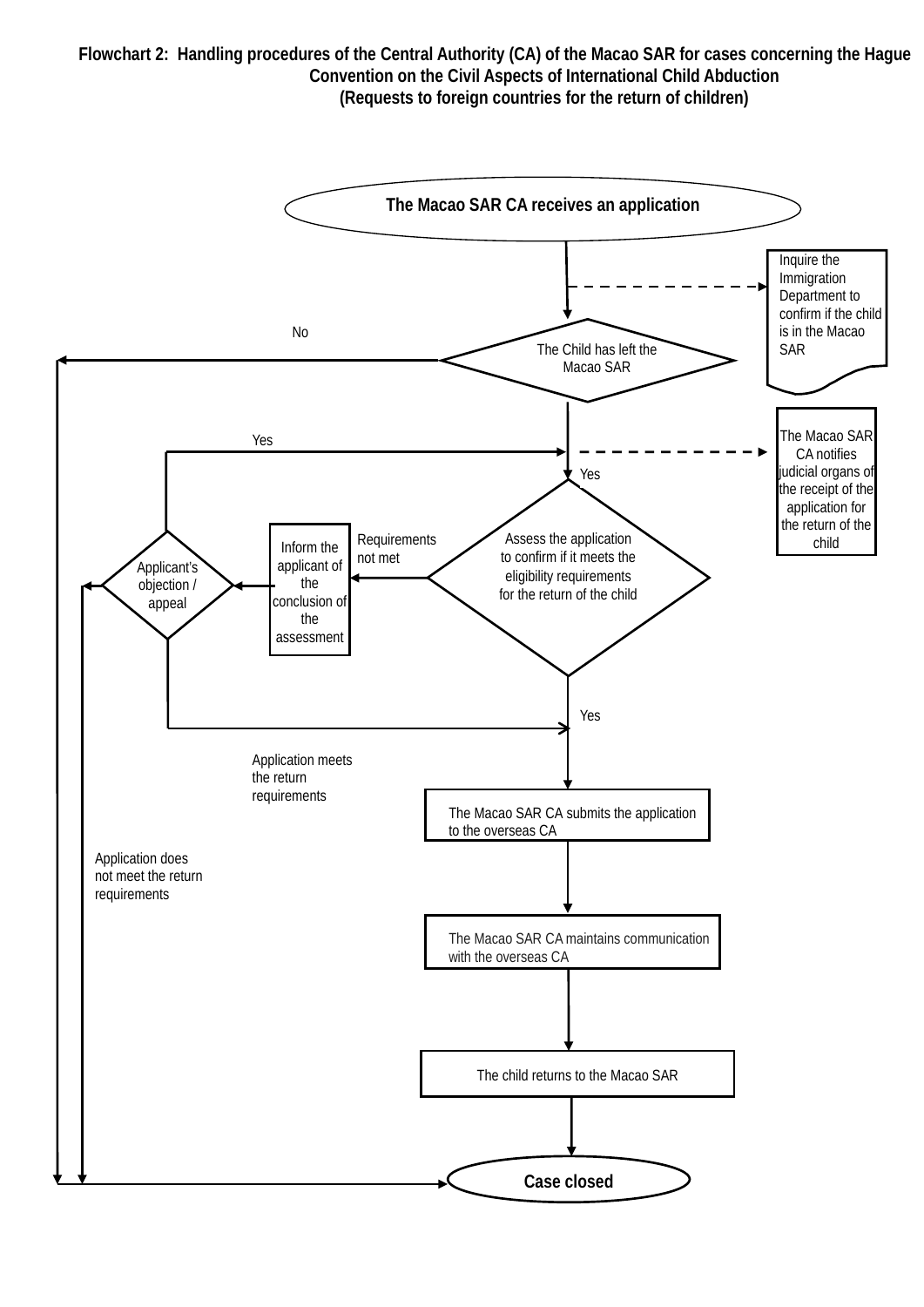**Flowchart 2: Handling procedures of the Central Authority (CA) of the Macao SAR for cases concerning the Hague Convention on the Civil Aspects of International Child Abduction (Requests to foreign countries for the return of children)**

The Macao SAR CA receives an application

Inquire the Immigration Department to confirm if the child is in the Macao SAR

No

The Child has left the Macao SAR

Yes

The Macao SAR CA notifies judicial organs of the receipt of the application for the return of the child

Yes

Requirements not met

Assess the application to confirm if it meets the eligibility requirements for the return of the child

Inform the applicant of the conclusion of the assessment

Applicant's objection / appeal

Yes

Application meets the return requirements

The Macao SAR CA submits the application to the overseas CA

Application does not meet the return requirements

The Macao SAR CA maintains communication with the overseas CA

The child returns to the Macao SAR

Case closed